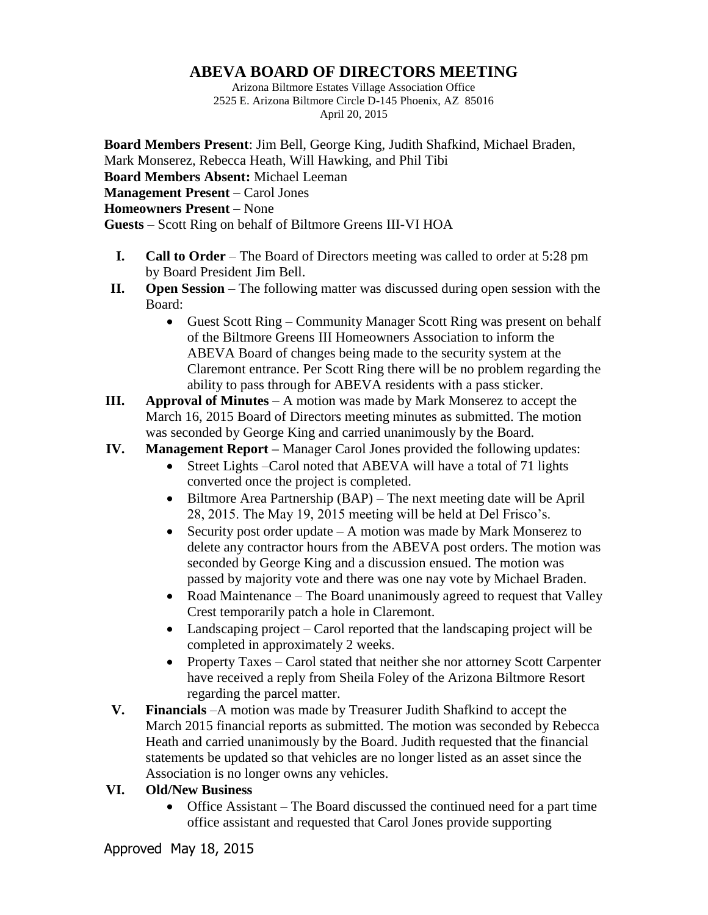# ABEVA BOARD OF DIRECTORS MEETING

Arizona Biltmore Estates Village Association Office
2525 E. Arizona Biltmore Circle D-145 Phoenix, AZ 85016
April 20, 2015

**Board Members Present**: Jim Bell, George King, Judith Shafkind, Michael Braden, Mark Monserez, Rebecca Heath, Will Hawking, and Phil Tibi
**Board Members Absent:** Michael Leeman
**Management Present** – Carol Jones
**Homeowners Present** – None
**Guests** – Scott Ring on behalf of Biltmore Greens III-VI HOA

I. **Call to Order** – The Board of Directors meeting was called to order at 5:28 pm by Board President Jim Bell.

II. **Open Session** – The following matter was discussed during open session with the Board:
   - Guest Scott Ring – Community Manager Scott Ring was present on behalf of the Biltmore Greens III Homeowners Association to inform the ABEVA Board of changes being made to the security system at the Claremont entrance. Per Scott Ring there will be no problem regarding the ability to pass through for ABEVA residents with a pass sticker.

III. **Approval of Minutes** – A motion was made by Mark Monserez to accept the March 16, 2015 Board of Directors meeting minutes as submitted. The motion was seconded by George King and carried unanimously by the Board.

IV. **Management Report –** Manager Carol Jones provided the following updates:
   - Street Lights –Carol noted that ABEVA will have a total of 71 lights converted once the project is completed.
   - Biltmore Area Partnership (BAP) – The next meeting date will be April 28, 2015. The May 19, 2015 meeting will be held at Del Frisco's.
   - Security post order update – A motion was made by Mark Monserez to delete any contractor hours from the ABEVA post orders. The motion was seconded by George King and a discussion ensued. The motion was passed by majority vote and there was one nay vote by Michael Braden.
   - Road Maintenance – The Board unanimously agreed to request that Valley Crest temporarily patch a hole in Claremont.
   - Landscaping project – Carol reported that the landscaping project will be completed in approximately 2 weeks.
   - Property Taxes – Carol stated that neither she nor attorney Scott Carpenter have received a reply from Sheila Foley of the Arizona Biltmore Resort regarding the parcel matter.

V. **Financials** –A motion was made by Treasurer Judith Shafkind to accept the March 2015 financial reports as submitted. The motion was seconded by Rebecca Heath and carried unanimously by the Board. Judith requested that the financial statements be updated so that vehicles are no longer listed as an asset since the Association is no longer owns any vehicles.

VI. **Old/New Business**
   - Office Assistant – The Board discussed the continued need for a part time office assistant and requested that Carol Jones provide supporting

Approved May 18, 2015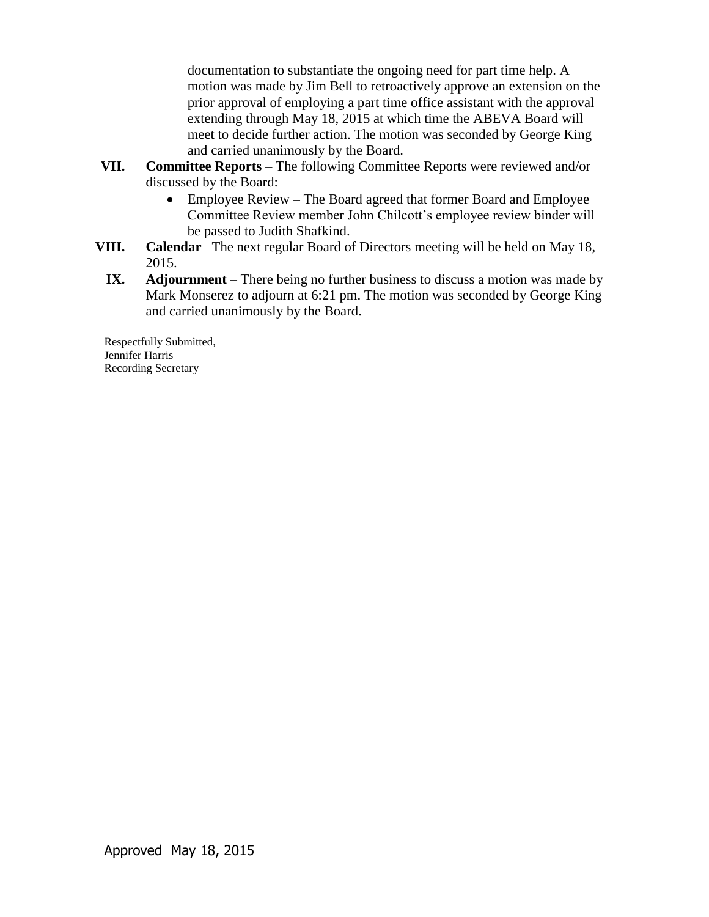documentation to substantiate the ongoing need for part time help. A motion was made by Jim Bell to retroactively approve an extension on the prior approval of employing a part time office assistant with the approval extending through May 18, 2015 at which time the ABEVA Board will meet to decide further action. The motion was seconded by George King and carried unanimously by the Board.

VII. **Committee Reports** – The following Committee Reports were reviewed and/or discussed by the Board:

- Employee Review – The Board agreed that former Board and Employee Committee Review member John Chilcott's employee review binder will be passed to Judith Shafkind.

VIII. **Calendar** –The next regular Board of Directors meeting will be held on May 18, 2015.

IX. **Adjournment** – There being no further business to discuss a motion was made by Mark Monserez to adjourn at 6:21 pm. The motion was seconded by George King and carried unanimously by the Board.

Respectfully Submitted,
Jennifer Harris
Recording Secretary

Approved May 18, 2015